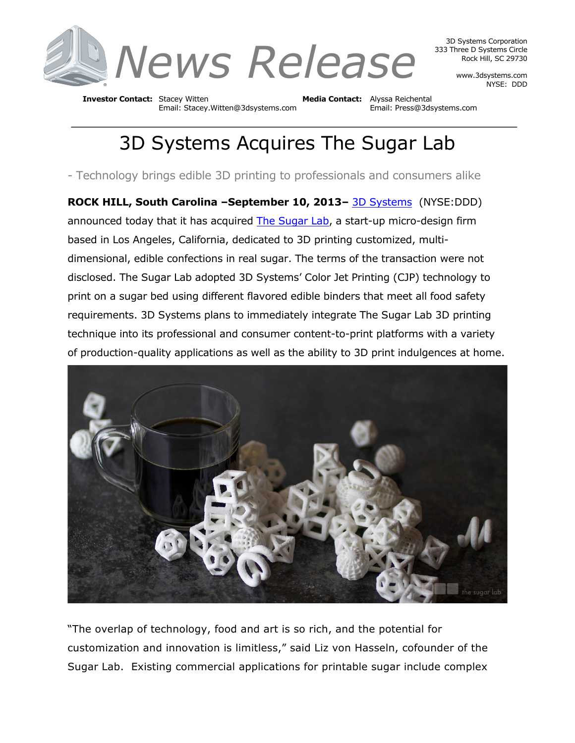# News Release

3D Systems Corporation
333 Three D Systems Circle
Rock Hill, SC 29730

www.3dsystems.com
NYSE: DDD

**Investor Contact:** Stacey Witten
Email: Stacey.Witten@3dsystems.com

**Media Contact:** Alyssa Reichental
Email: Press@3dsystems.com

# 3D Systems Acquires The Sugar Lab

- Technology brings edible 3D printing to professionals and consumers alike

**ROCK HILL, South Carolina –September 10, 2013–** 3D Systems (NYSE:DDD) announced today that it has acquired The Sugar Lab, a start-up micro-design firm based in Los Angeles, California, dedicated to 3D printing customized, multi-dimensional, edible confections in real sugar. The terms of the transaction were not disclosed. The Sugar Lab adopted 3D Systems' Color Jet Printing (CJP) technology to print on a sugar bed using different flavored edible binders that meet all food safety requirements. 3D Systems plans to immediately integrate The Sugar Lab 3D printing technique into its professional and consumer content-to-print platforms with a variety of production-quality applications as well as the ability to 3D print indulgences at home.

"The overlap of technology, food and art is so rich, and the potential for customization and innovation is limitless," said Liz von Hasseln, cofounder of the Sugar Lab. Existing commercial applications for printable sugar include complex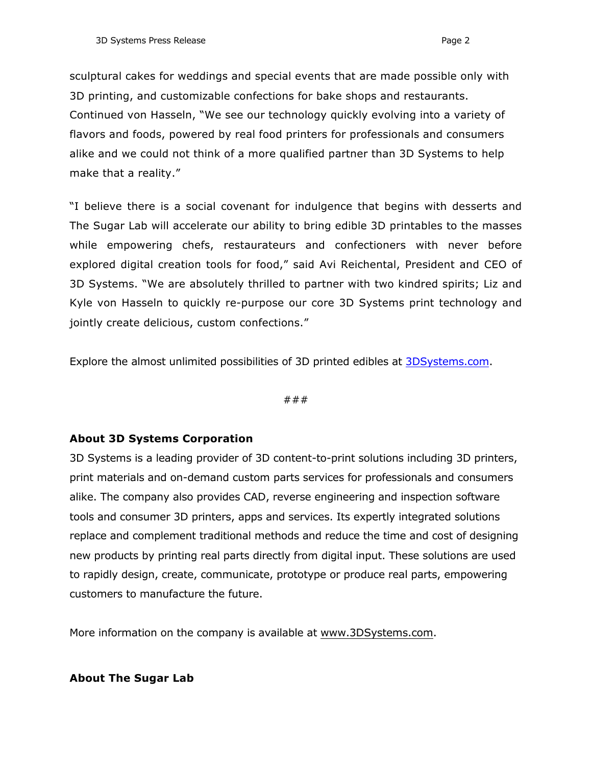sculptural cakes for weddings and special events that are made possible only with 3D printing, and customizable confections for bake shops and restaurants. Continued von Hasseln, "We see our technology quickly evolving into a variety of flavors and foods, powered by real food printers for professionals and consumers alike and we could not think of a more qualified partner than 3D Systems to help make that a reality."

"I believe there is a social covenant for indulgence that begins with desserts and The Sugar Lab will accelerate our ability to bring edible 3D printables to the masses while empowering chefs, restaurateurs and confectioners with never before explored digital creation tools for food," said Avi Reichental, President and CEO of 3D Systems. "We are absolutely thrilled to partner with two kindred spirits; Liz and Kyle von Hasseln to quickly re-purpose our core 3D Systems print technology and jointly create delicious, custom confections."

Explore the almost unlimited possibilities of 3D printed edibles at [3DSystems.com](3DSystems.com).

###

**About 3D Systems Corporation**

3D Systems is a leading provider of 3D content-to-print solutions including 3D printers, print materials and on-demand custom parts services for professionals and consumers alike. The company also provides CAD, reverse engineering and inspection software tools and consumer 3D printers, apps and services. Its expertly integrated solutions replace and complement traditional methods and reduce the time and cost of designing new products by printing real parts directly from digital input. These solutions are used to rapidly design, create, communicate, prototype or produce real parts, empowering customers to manufacture the future.

More information on the company is available at www.3DSystems.com.

**About The Sugar Lab**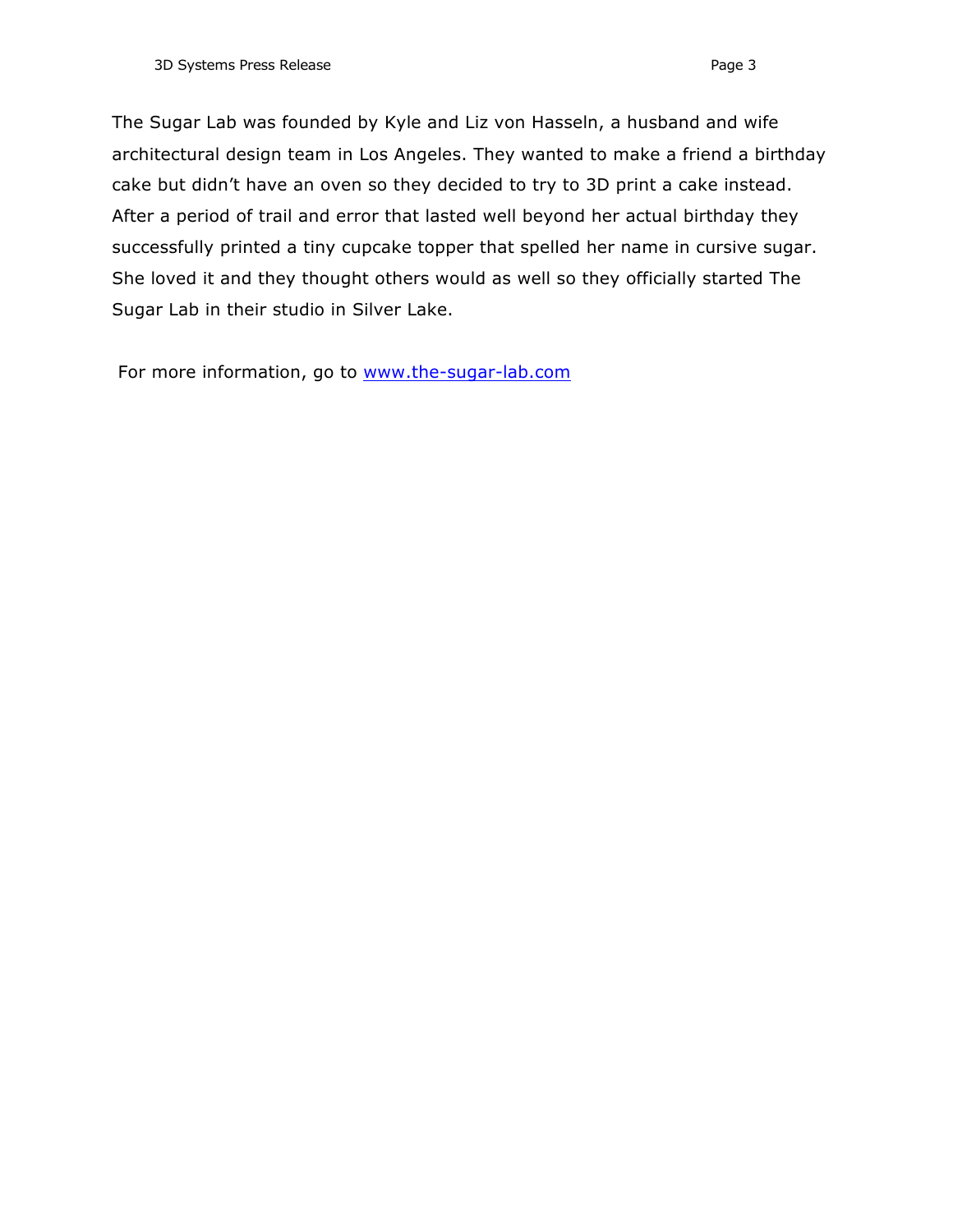The Sugar Lab was founded by Kyle and Liz von Hasseln, a husband and wife architectural design team in Los Angeles. They wanted to make a friend a birthday cake but didn't have an oven so they decided to try to 3D print a cake instead. After a period of trail and error that lasted well beyond her actual birthday they successfully printed a tiny cupcake topper that spelled her name in cursive sugar. She loved it and they thought others would as well so they officially started The Sugar Lab in their studio in Silver Lake.

For more information, go to [www.the-sugar-lab.com](http://www.the-sugar-lab.com)